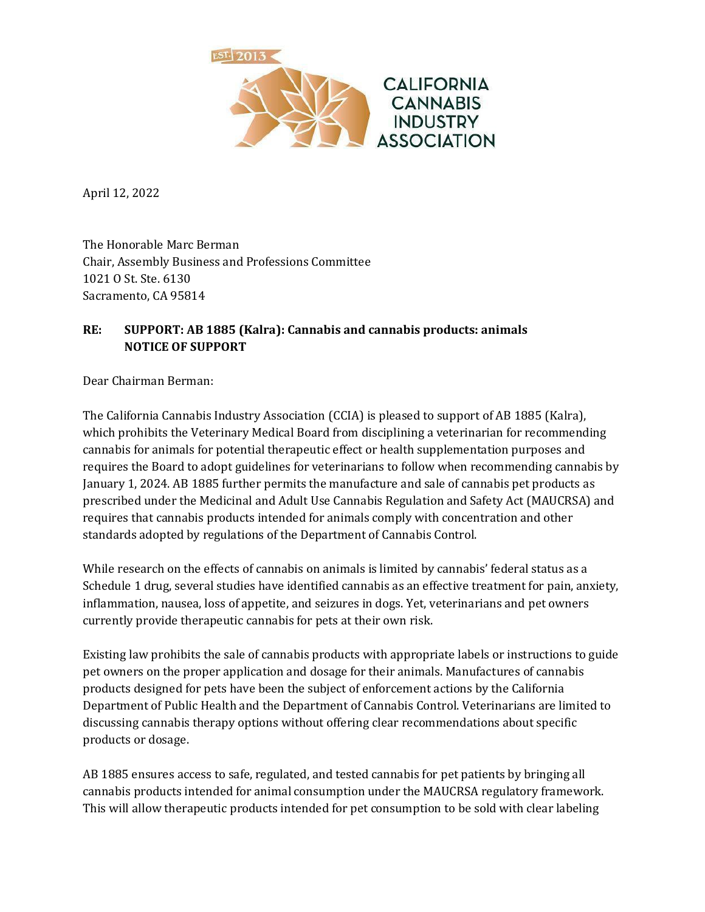CALIFORNIA CANNABIS INDUSTRY ASSOCIATION

April 12, 2022

The Honorable Marc Berman
Chair, Assembly Business and Professions Committee
1021 O St. Ste. 6130
Sacramento, CA 95814

**RE: SUPPORT: AB 1885 (Kalra): Cannabis and cannabis products: animals**
**NOTICE OF SUPPORT**

Dear Chairman Berman:

The California Cannabis Industry Association (CCIA) is pleased to support of AB 1885 (Kalra), which prohibits the Veterinary Medical Board from disciplining a veterinarian for recommending cannabis for animals for potential therapeutic effect or health supplementation purposes and requires the Board to adopt guidelines for veterinarians to follow when recommending cannabis by January 1, 2024. AB 1885 further permits the manufacture and sale of cannabis pet products as prescribed under the Medicinal and Adult Use Cannabis Regulation and Safety Act (MAUCRSA) and requires that cannabis products intended for animals comply with concentration and other standards adopted by regulations of the Department of Cannabis Control.

While research on the effects of cannabis on animals is limited by cannabis' federal status as a Schedule 1 drug, several studies have identified cannabis as an effective treatment for pain, anxiety, inflammation, nausea, loss of appetite, and seizures in dogs. Yet, veterinarians and pet owners currently provide therapeutic cannabis for pets at their own risk.

Existing law prohibits the sale of cannabis products with appropriate labels or instructions to guide pet owners on the proper application and dosage for their animals. Manufactures of cannabis products designed for pets have been the subject of enforcement actions by the California Department of Public Health and the Department of Cannabis Control. Veterinarians are limited to discussing cannabis therapy options without offering clear recommendations about specific products or dosage.

AB 1885 ensures access to safe, regulated, and tested cannabis for pet patients by bringing all cannabis products intended for animal consumption under the MAUCRSA regulatory framework. This will allow therapeutic products intended for pet consumption to be sold with clear labeling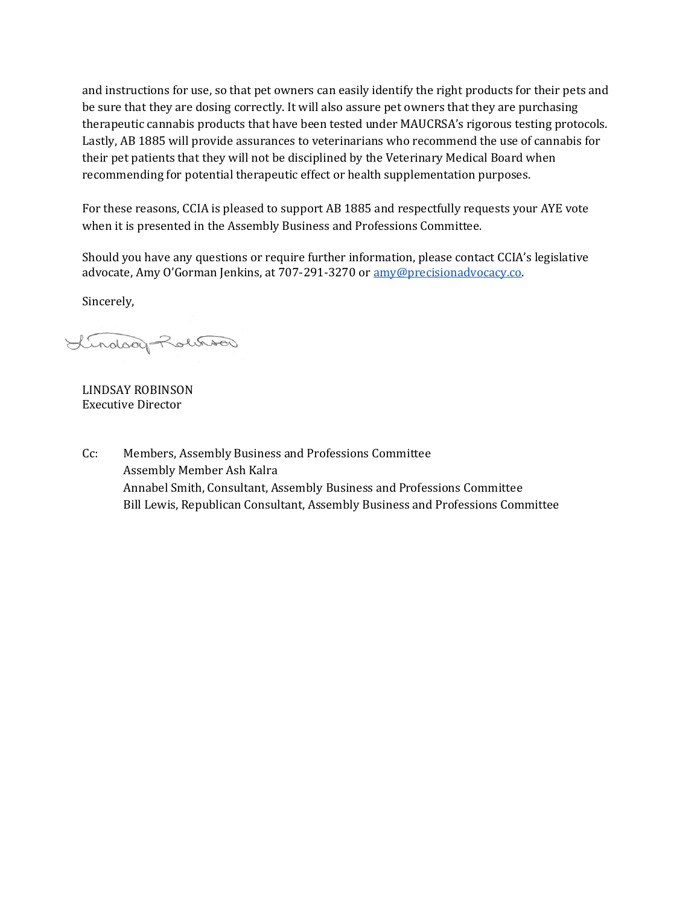and instructions for use, so that pet owners can easily identify the right products for their pets and be sure that they are dosing correctly. It will also assure pet owners that they are purchasing therapeutic cannabis products that have been tested under MAUCRSA's rigorous testing protocols. Lastly, AB 1885 will provide assurances to veterinarians who recommend the use of cannabis for their pet patients that they will not be disciplined by the Veterinary Medical Board when recommending for potential therapeutic effect or health supplementation purposes.

For these reasons, CCIA is pleased to support AB 1885 and respectfully requests your AYE vote when it is presented in the Assembly Business and Professions Committee.

Should you have any questions or require further information, please contact CCIA's legislative advocate, Amy O'Gorman Jenkins, at 707-291-3270 or amy@precisionadvocacy.co.

Sincerely,

LINDSAY ROBINSON
Executive Director

Cc: Members, Assembly Business and Professions Committee
Assembly Member Ash Kalra
Annabel Smith, Consultant, Assembly Business and Professions Committee
Bill Lewis, Republican Consultant, Assembly Business and Professions Committee